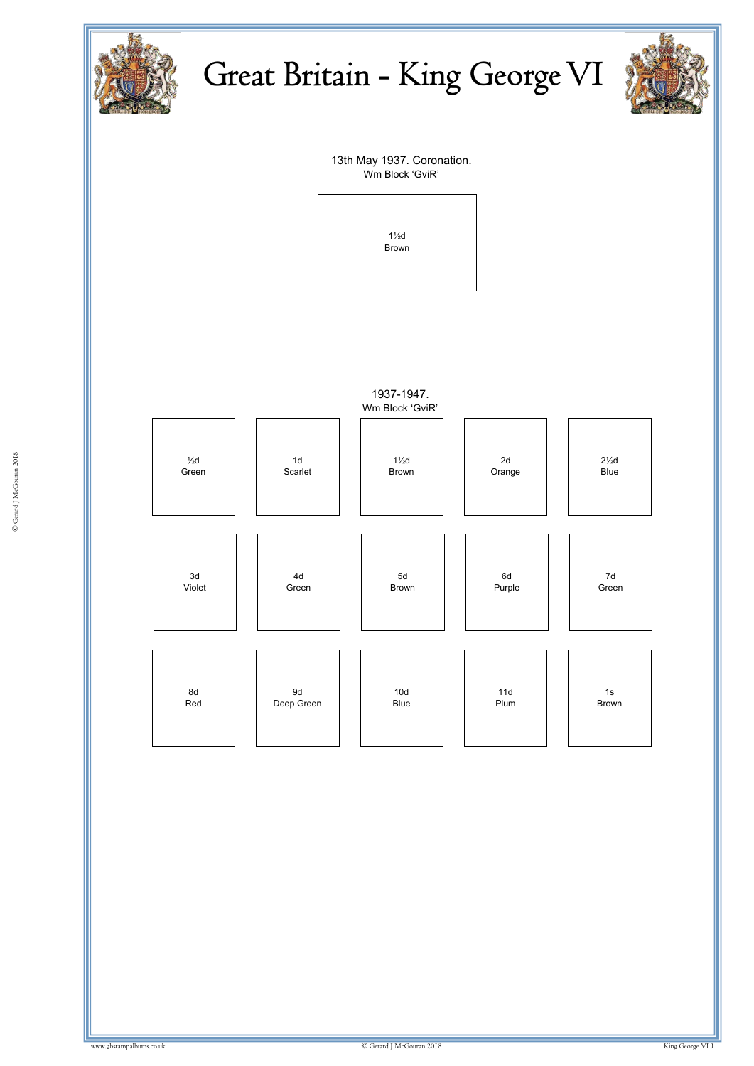# Great Britain - King George VI

13th May 1937. Coronation.
Wm Block 'GviR'

| 1½d Brown |
| --- |

1937-1947.
Wm Block 'GviR'

| | | | | |
| --- | --- | --- | --- | --- |
| ½d Green | 1d Scarlet | 1½d Brown | 2d Orange | 2½d Blue |
| 3d Violet | 4d Green | 5d Brown | 6d Purple | 7d Green |
| 8d Red | 9d Deep Green | 10d Blue | 11d Plum | 1s Brown |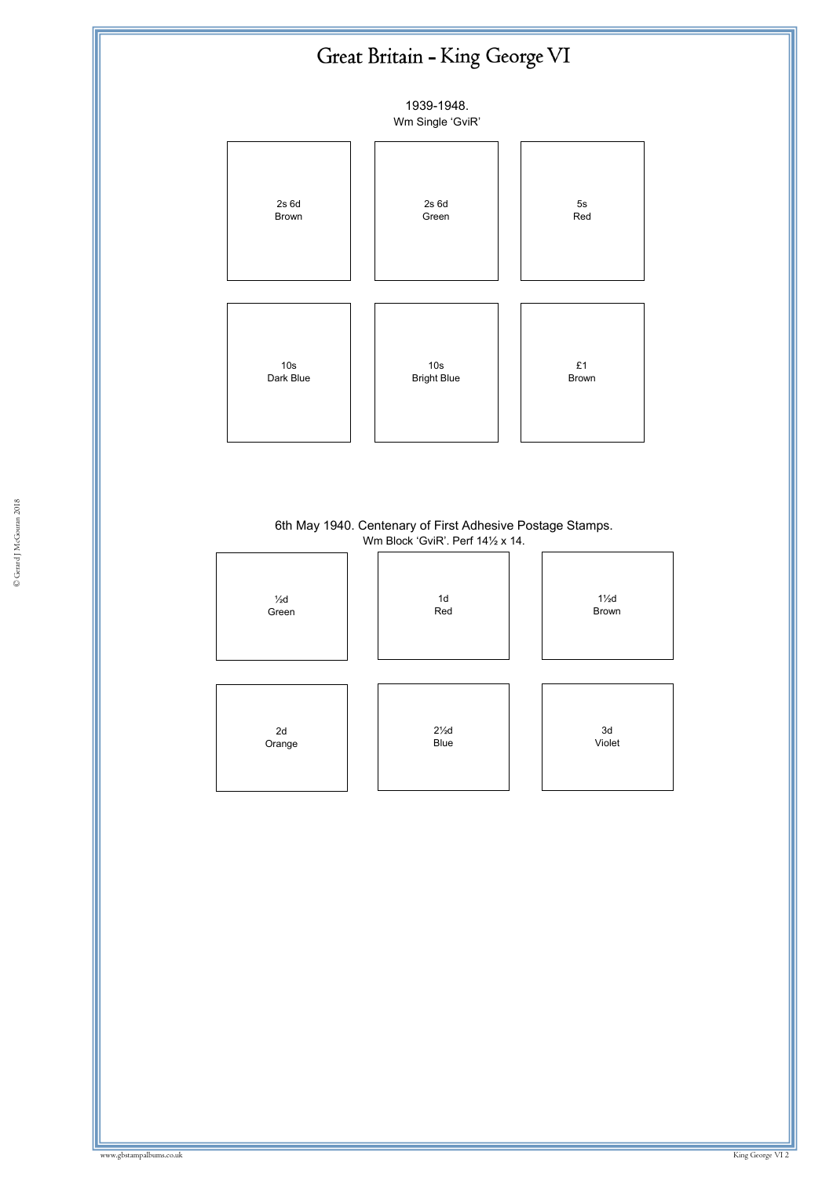# Great Britain - King George VI

1939-1948.
Wm Single 'GviR'

2s 6d
Brown

2s 6d
Green

5s
Red

10s
Dark Blue

10s
Bright Blue

£1
Brown

6th May 1940. Centenary of First Adhesive Postage Stamps.
Wm Block 'GviR'. Perf 14½ x 14.

½d
Green

1d
Red

1½d
Brown

2d
Orange

2½d
Blue

3d
Violet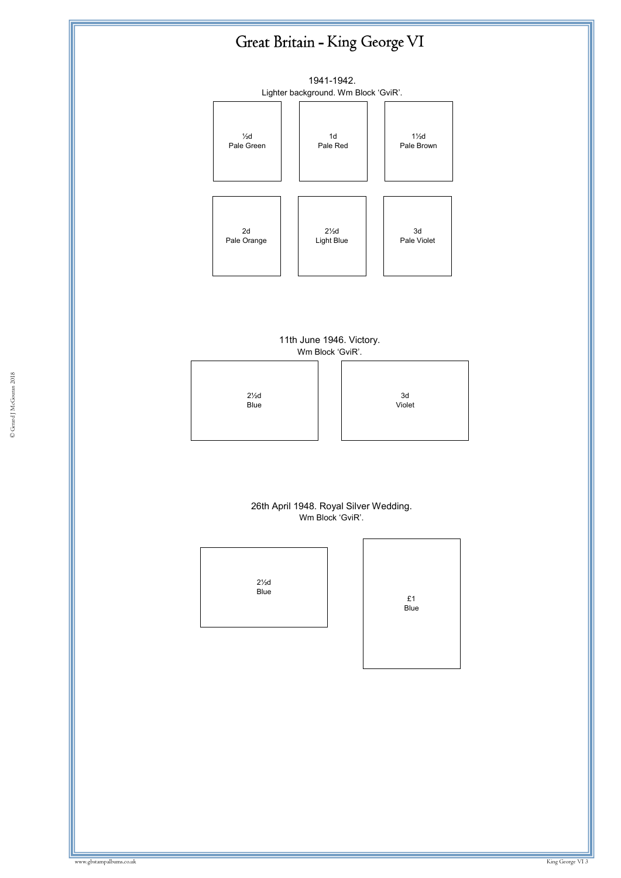# Great Britain - King George VI

1941-1942.
Lighter background. Wm Block 'GviR'.

½d
Pale Green

1d
Pale Red

1½d
Pale Brown

2d
Pale Orange

2½d
Light Blue

3d
Pale Violet

11th June 1946. Victory.
Wm Block 'GviR'.

2½d
Blue

3d
Violet

26th April 1948. Royal Silver Wedding.
Wm Block 'GviR'.

2½d
Blue

£1
Blue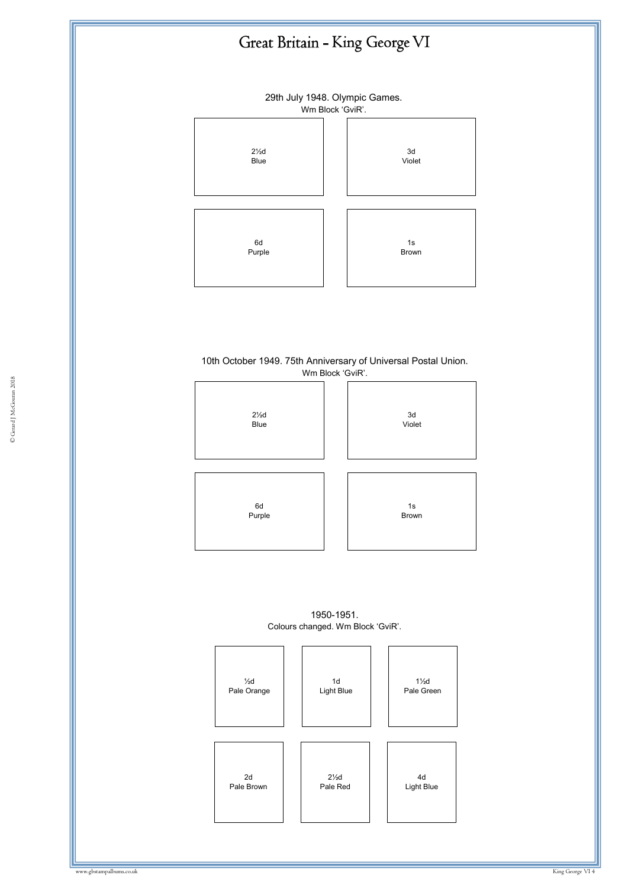# Great Britain - King George VI

29th July 1948. Olympic Games.
Wm Block 'GviR'.

2½d
Blue

3d
Violet

6d
Purple

1s
Brown

10th October 1949. 75th Anniversary of Universal Postal Union.
Wm Block 'GviR'.

2½d
Blue

3d
Violet

6d
Purple

1s
Brown

1950-1951.
Colours changed. Wm Block 'GviR'.

½d
Pale Orange

1d
Light Blue

1½d
Pale Green

2d
Pale Brown

2½d
Pale Red

4d
Light Blue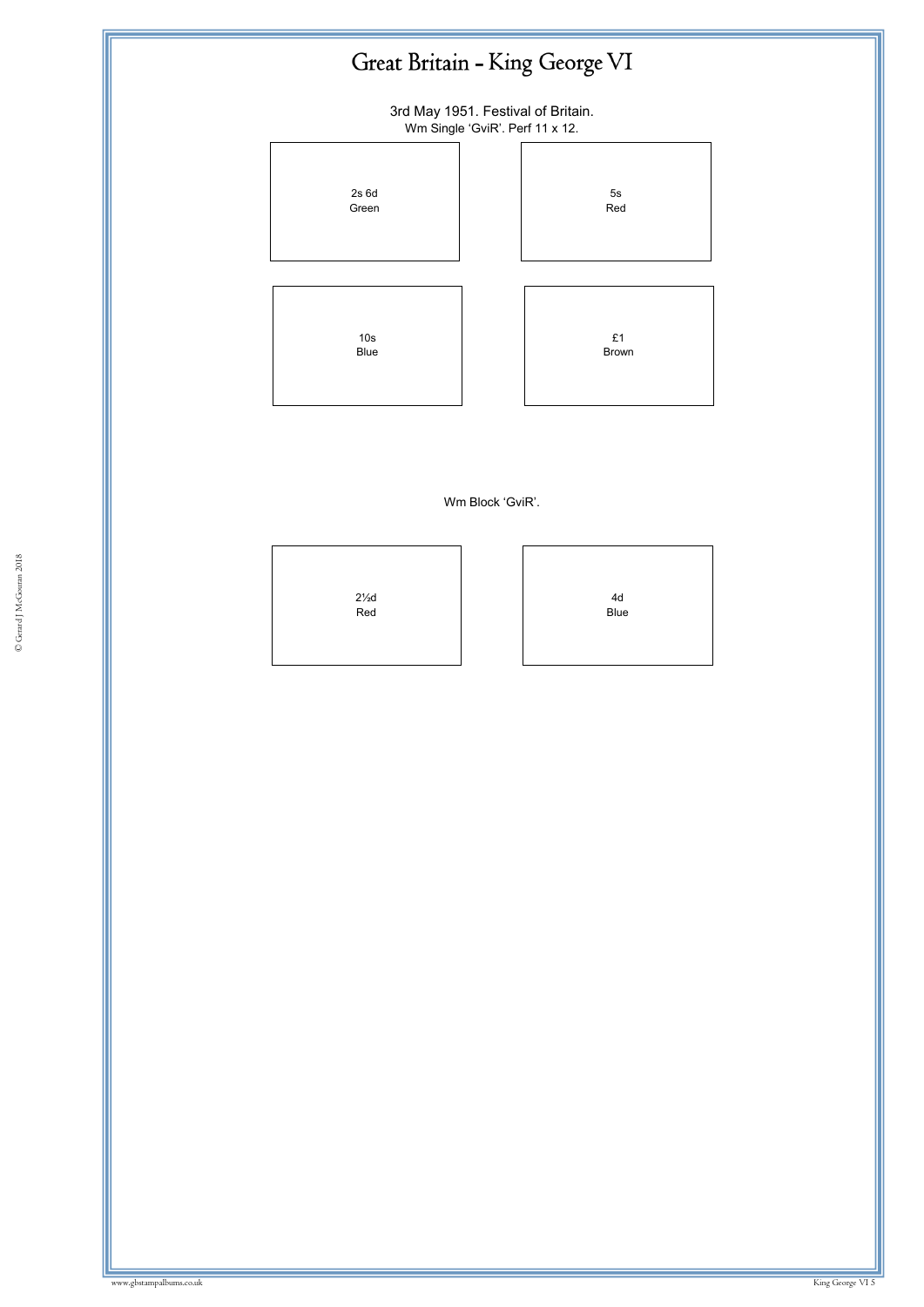# Great Britain - King George VI

3rd May 1951. Festival of Britain.
Wm Single 'GviR'. Perf 11 x 12.

| | |
|---|---|
| 2s 6d<br>Green | 5s<br>Red |
| 10s<br>Blue | £1<br>Brown |

Wm Block 'GviR'.

| | |
|---|---|
| 2½d<br>Red | 4d<br>Blue |